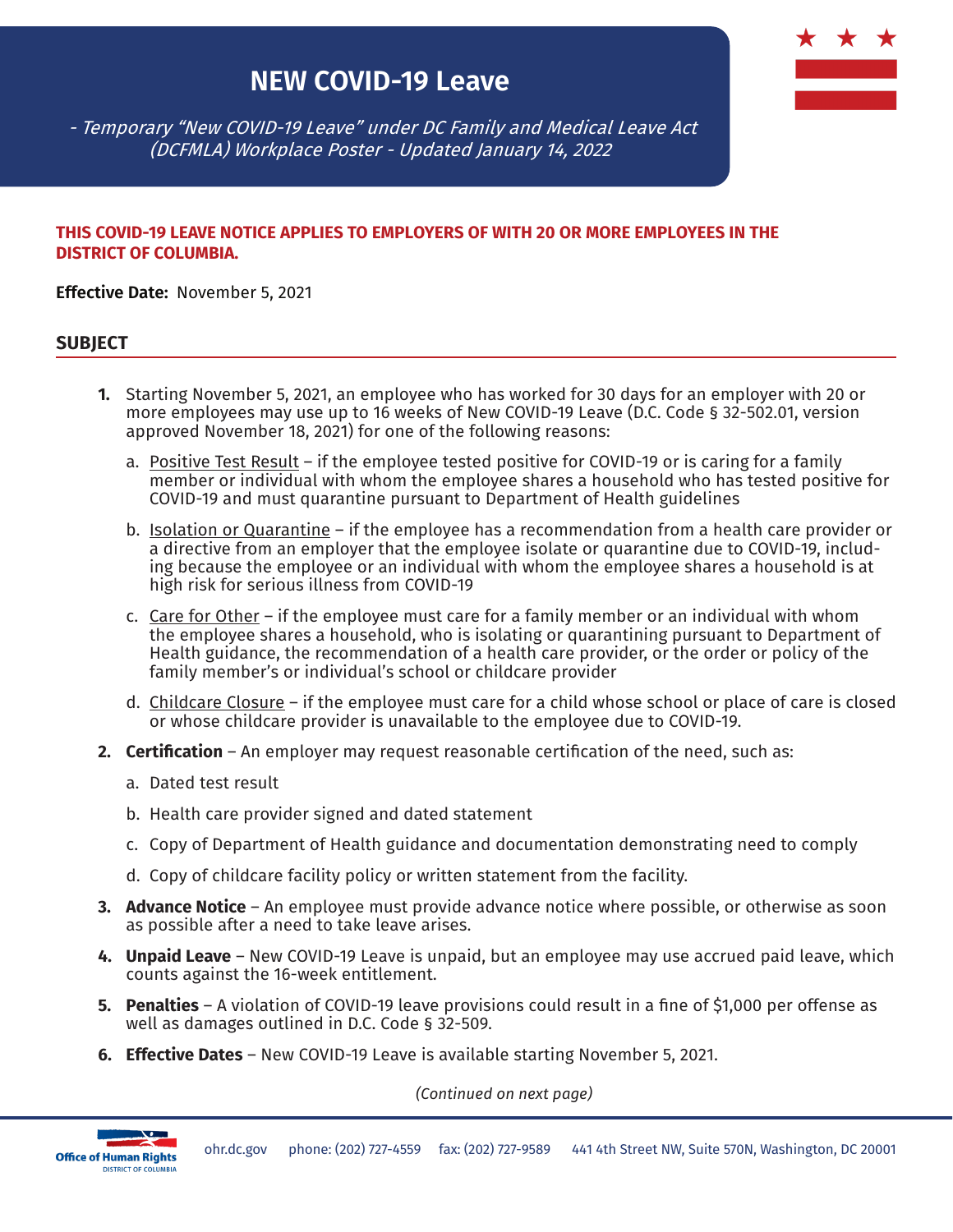# NEW COVID-19 Leave

*- Temporary "New COVID-19 Leave" under DC Family and Medical Leave Act (DCFMLA) Workplace Poster - Updated January 14, 2022*

**THIS COVID-19 LEAVE NOTICE APPLIES TO EMPLOYERS OF WITH 20 OR MORE EMPLOYEES IN THE DISTRICT OF COLUMBIA.**

**Effective Date:** November 5, 2021

## SUBJECT

1. Starting November 5, 2021, an employee who has worked for 30 days for an employer with 20 or more employees may use up to 16 weeks of New COVID-19 Leave (D.C. Code § 32-502.01, version approved November 18, 2021) for one of the following reasons:
   a. Positive Test Result – if the employee tested positive for COVID-19 or is caring for a family member or individual with whom the employee shares a household who has tested positive for COVID-19 and must quarantine pursuant to Department of Health guidelines
   b. Isolation or Quarantine – if the employee has a recommendation from a health care provider or a directive from an employer that the employee isolate or quarantine due to COVID-19, including because the employee or an individual with whom the employee shares a household is at high risk for serious illness from COVID-19
   c. Care for Other – if the employee must care for a family member or an individual with whom the employee shares a household, who is isolating or quarantining pursuant to Department of Health guidance, the recommendation of a health care provider, or the order or policy of the family member's or individual's school or childcare provider
   d. Childcare Closure – if the employee must care for a child whose school or place of care is closed or whose childcare provider is unavailable to the employee due to COVID-19.
2. **Certification** – An employer may request reasonable certification of the need, such as:
   a. Dated test result
   b. Health care provider signed and dated statement
   c. Copy of Department of Health guidance and documentation demonstrating need to comply
   d. Copy of childcare facility policy or written statement from the facility.
3. **Advance Notice** – An employee must provide advance notice where possible, or otherwise as soon as possible after a need to take leave arises.
4. **Unpaid Leave** – New COVID-19 Leave is unpaid, but an employee may use accrued paid leave, which counts against the 16-week entitlement.
5. **Penalties** – A violation of COVID-19 leave provisions could result in a fine of $1,000 per offense as well as damages outlined in D.C. Code § 32-509.
6. **Effective Dates** – New COVID-19 Leave is available starting November 5, 2021.

*(Continued on next page)*

Office of Human Rights, District of Columbia | ohr.dc.gov | phone: (202) 727-4559 | fax: (202) 727-9589 | 441 4th Street NW, Suite 570N, Washington, DC 20001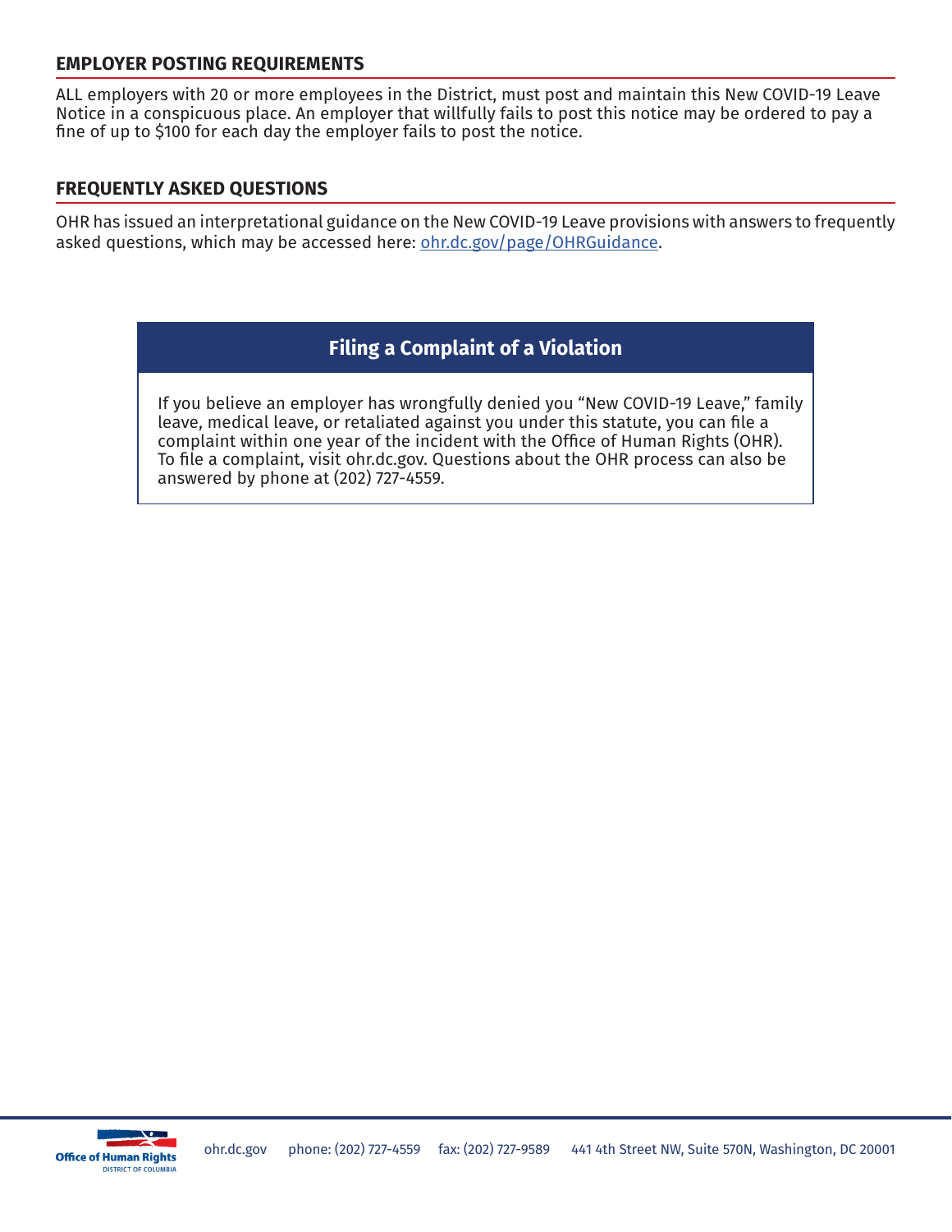## EMPLOYER POSTING REQUIREMENTS

ALL employers with 20 or more employees in the District, must post and maintain this New COVID-19 Leave Notice in a conspicuous place. An employer that willfully fails to post this notice may be ordered to pay a fine of up to $100 for each day the employer fails to post the notice.

## FREQUENTLY ASKED QUESTIONS

OHR has issued an interpretational guidance on the New COVID-19 Leave provisions with answers to frequently asked questions, which may be accessed here: [ohr.dc.gov/page/OHRGuidance](https://ohr.dc.gov/page/OHRGuidance).

### Filing a Complaint of a Violation

If you believe an employer has wrongfully denied you "New COVID-19 Leave," family leave, medical leave, or retaliated against you under this statute, you can file a complaint within one year of the incident with the Office of Human Rights (OHR). To file a complaint, visit ohr.dc.gov. Questions about the OHR process can also be answered by phone at (202) 727-4559.

Office of Human Rights DISTRICT OF COLUMBIA ohr.dc.gov phone: (202) 727-4559 fax: (202) 727-9589 441 4th Street NW, Suite 570N, Washington, DC 20001